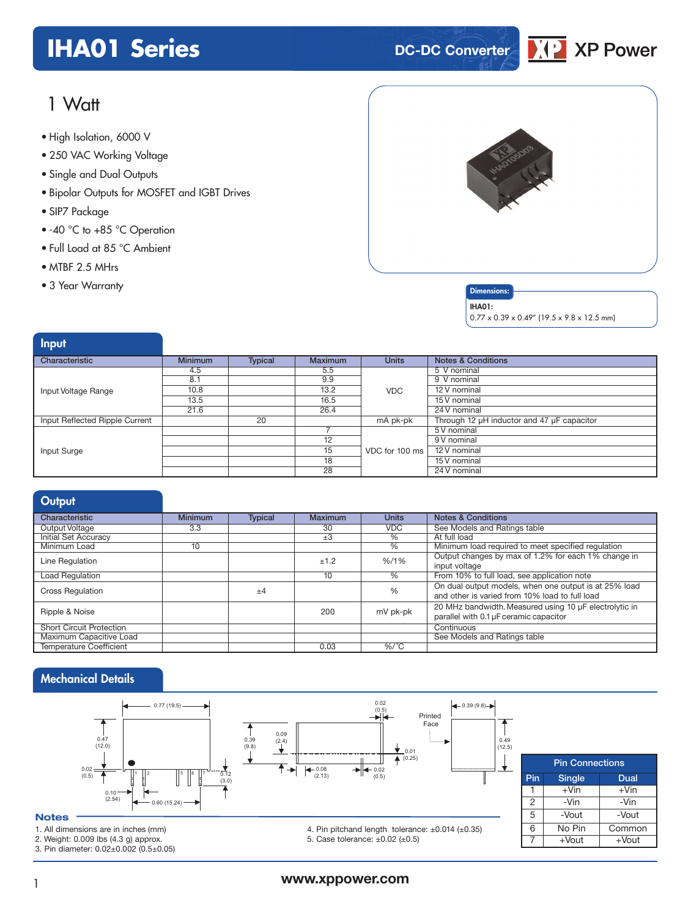# IHA01 Series

DC-DC Converter

XP Power

## 1 Watt

- High Isolation, 6000 V
- 250 VAC Working Voltage
- Single and Dual Outputs
- Bipolar Outputs for MOSFET and IGBT Drives
- SIP7 Package
- -40 °C to +85 °C Operation
- Full Load at 85 °C Ambient
- MTBF 2.5 MHrs
- 3 Year Warranty

**Dimensions:**

**IHA01:**
0.77 x 0.39 x 0.49" (19.5 x 9.8 x 12.5 mm)

## Input

| Characteristic | Minimum | Typical | Maximum | Units | Notes & Conditions |
|---|---|---|---|---|---|
| Input Voltage Range | 4.5 | | 5.5 | VDC | 5 V nominal |
| | 8.1 | | 9.9 | | 9 V nominal |
| | 10.8 | | 13.2 | | 12 V nominal |
| | 13.5 | | 16.5 | | 15 V nominal |
| | 21.6 | | 26.4 | | 24 V nominal |
| Input Reflected Ripple Current | | 20 | | mA pk-pk | Through 12 µH inductor and 47 µF capacitor |
| Input Surge | | | 7 | VDC for 100 ms | 5 V nominal |
| | | | 12 | | 9 V nominal |
| | | | 15 | | 12 V nominal |
| | | | 18 | | 15 V nominal |
| | | | 28 | | 24 V nominal |

## Output

| Characteristic | Minimum | Typical | Maximum | Units | Notes & Conditions |
|---|---|---|---|---|---|
| Output Voltage | 3.3 | | 30 | VDC | See Models and Ratings table |
| Initial Set Accuracy | | | ±3 | % | At full load |
| Minimum Load | 10 | | | % | Minimum load required to meet specified regulation |
| Line Regulation | | | ±1.2 | %/1% | Output changes by max of 1.2% for each 1% change in input voltage |
| Load Regulation | | | 10 | % | From 10% to full load, see application note |
| Cross Regulation | | ±4 | | % | On dual output models, when one output is at 25% load and other is varied from 10% load to full load |
| Ripple & Noise | | | 200 | mV pk-pk | 20 MHz bandwidth. Measured using 10 µF electrolytic in parallel with 0.1 µF ceramic capacitor |
| Short Circuit Protection | | | | | Continuous |
| Maximum Capacitive Load | | | | | See Models and Ratings table |
| Temperature Coefficient | | | 0.03 | %/°C | |

## Mechanical Details

| Pin | Single | Dual |
|---|---|---|
| 1 | +Vin | +Vin |
| 2 | -Vin | -Vin |
| 5 | -Vout | -Vout |
| 6 | No Pin | Common |
| 7 | +Vout | +Vout |

### Notes

1. All dimensions are in inches (mm)
2. Weight: 0.009 lbs (4.3 g) approx.
3. Pin diameter: 0.02±0.002 (0.5±0.05)
4. Pin pitchand length tolerance: ±0.014 (±0.35)
5. Case tolerance: ±0.02 (±0.5)

www.xppower.com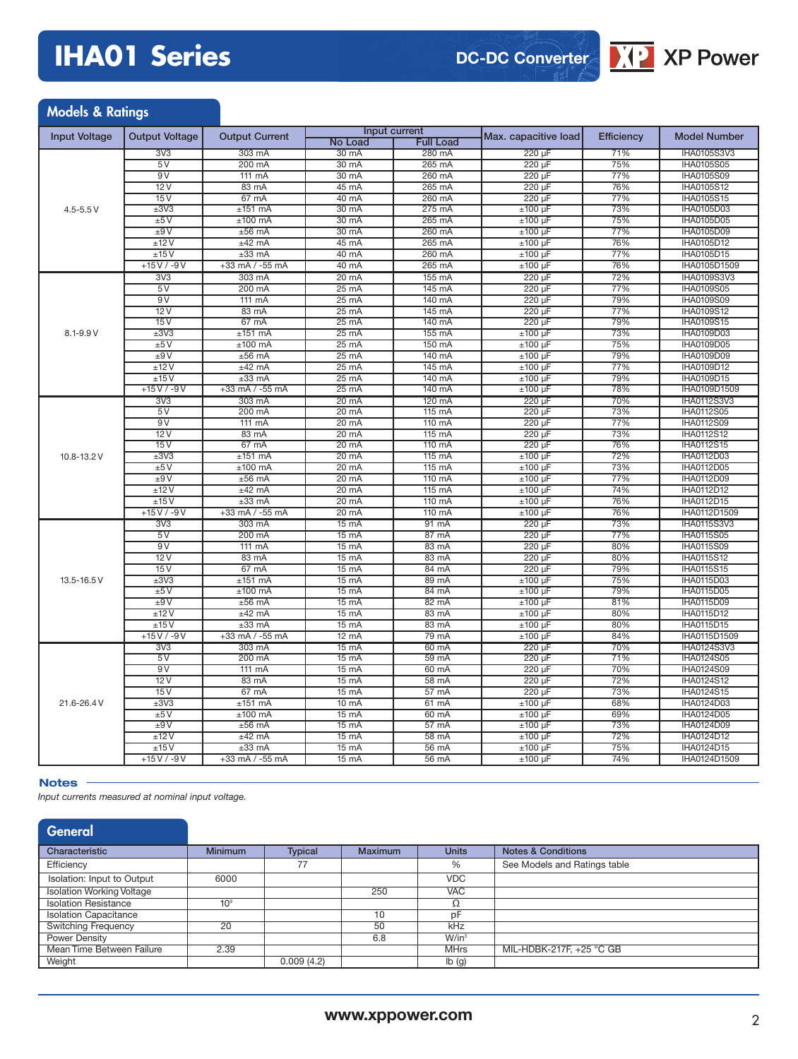# IHA01 Series

DC-DC Converter

## Models & Ratings

| Input Voltage | Output Voltage | Output Current | Input current | | Max. capacitive load | Efficiency | Model Number |
|---|---|---|---|---|---|---|---|
| | | | No Load | Full Load | | | |
| 4.5-5.5 V | 3V3 | 303 mA | 30 mA | 280 mA | 220 µF | 71% | IHA0105S3V3 |
| | 5 V | 200 mA | 30 mA | 265 mA | 220 µF | 75% | IHA0105S05 |
| | 9 V | 111 mA | 30 mA | 260 mA | 220 µF | 77% | IHA0105S09 |
| | 12 V | 83 mA | 45 mA | 265 mA | 220 µF | 76% | IHA0105S12 |
| | 15 V | 67 mA | 40 mA | 260 mA | 220 µF | 77% | IHA0105S15 |
| | ±3V3 | ±151 mA | 30 mA | 275 mA | ±100 µF | 73% | IHA0105D03 |
| | ±5 V | ±100 mA | 30 mA | 265 mA | ±100 µF | 75% | IHA0105D05 |
| | ±9 V | ±56 mA | 30 mA | 260 mA | ±100 µF | 77% | IHA0105D09 |
| | ±12 V | ±42 mA | 45 mA | 265 mA | ±100 µF | 76% | IHA0105D12 |
| | ±15 V | ±33 mA | 40 mA | 260 mA | ±100 µF | 77% | IHA0105D15 |
| | +15 V / -9 V | +33 mA / -55 mA | 40 mA | 265 mA | ±100 µF | 76% | IHA0105D1509 |
| 8.1-9.9 V | 3V3 | 303 mA | 20 mA | 155 mA | 220 µF | 72% | IHA0109S3V3 |
| | 5 V | 200 mA | 25 mA | 145 mA | 220 µF | 77% | IHA0109S05 |
| | 9 V | 111 mA | 25 mA | 140 mA | 220 µF | 79% | IHA0109S09 |
| | 12 V | 83 mA | 25 mA | 145 mA | 220 µF | 77% | IHA0109S12 |
| | 15 V | 67 mA | 25 mA | 140 mA | 220 µF | 79% | IHA0109S15 |
| | ±3V3 | ±151 mA | 25 mA | 155 mA | ±100 µF | 73% | IHA0109D03 |
| | ±5 V | ±100 mA | 25 mA | 150 mA | ±100 µF | 75% | IHA0109D05 |
| | ±9 V | ±56 mA | 25 mA | 140 mA | ±100 µF | 79% | IHA0109D09 |
| | ±12 V | ±42 mA | 25 mA | 145 mA | ±100 µF | 77% | IHA0109D12 |
| | ±15 V | ±33 mA | 25 mA | 140 mA | ±100 µF | 79% | IHA0109D15 |
| | +15 V / -9 V | +33 mA / -55 mA | 25 mA | 140 mA | ±100 µF | 78% | IHA0109D1509 |
| 10.8-13.2 V | 3V3 | 303 mA | 20 mA | 120 mA | 220 µF | 70% | IHA0112S3V3 |
| | 5 V | 200 mA | 20 mA | 115 mA | 220 µF | 73% | IHA0112S05 |
| | 9 V | 111 mA | 20 mA | 110 mA | 220 µF | 77% | IHA0112S09 |
| | 12 V | 83 mA | 20 mA | 115 mA | 220 µF | 73% | IHA0112S12 |
| | 15 V | 67 mA | 20 mA | 110 mA | 220 µF | 76% | IHA0112S15 |
| | ±3V3 | ±151 mA | 20 mA | 115 mA | ±100 µF | 72% | IHA0112D03 |
| | ±5 V | ±100 mA | 20 mA | 115 mA | ±100 µF | 73% | IHA0112D05 |
| | ±9 V | ±56 mA | 20 mA | 110 mA | ±100 µF | 77% | IHA0112D09 |
| | ±12 V | ±42 mA | 20 mA | 115 mA | ±100 µF | 74% | IHA0112D12 |
| | ±15 V | ±33 mA | 20 mA | 110 mA | ±100 µF | 76% | IHA0112D15 |
| | +15 V / -9 V | +33 mA / -55 mA | 20 mA | 110 mA | ±100 µF | 76% | IHA0112D1509 |
| 13.5-16.5 V | 3V3 | 303 mA | 15 mA | 91 mA | 220 µF | 73% | IHA0115S3V3 |
| | 5 V | 200 mA | 15 mA | 87 mA | 220 µF | 77% | IHA0115S05 |
| | 9 V | 111 mA | 15 mA | 83 mA | 220 µF | 80% | IHA0115S09 |
| | 12 V | 83 mA | 15 mA | 83 mA | 220 µF | 80% | IHA0115S12 |
| | 15 V | 67 mA | 15 mA | 84 mA | 220 µF | 79% | IHA0115S15 |
| | ±3V3 | ±151 mA | 15 mA | 89 mA | ±100 µF | 75% | IHA0115D03 |
| | ±5 V | ±100 mA | 15 mA | 84 mA | ±100 µF | 79% | IHA0115D05 |
| | ±9 V | ±56 mA | 15 mA | 82 mA | ±100 µF | 81% | IHA0115D09 |
| | ±12 V | ±42 mA | 15 mA | 83 mA | ±100 µF | 80% | IHA0115D12 |
| | ±15 V | ±33 mA | 15 mA | 83 mA | ±100 µF | 80% | IHA0115D15 |
| | +15 V / -9 V | +33 mA / -55 mA | 12 mA | 79 mA | ±100 µF | 84% | IHA0115D1509 |
| 21.6-26.4 V | 3V3 | 303 mA | 15 mA | 60 mA | 220 µF | 70% | IHA0124S3V3 |
| | 5 V | 200 mA | 15 mA | 59 mA | 220 µF | 71% | IHA0124S05 |
| | 9 V | 111 mA | 15 mA | 60 mA | 220 µF | 70% | IHA0124S09 |
| | 12 V | 83 mA | 15 mA | 58 mA | 220 µF | 72% | IHA0124S12 |
| | 15 V | 67 mA | 15 mA | 57 mA | 220 µF | 73% | IHA0124S15 |
| | ±3V3 | ±151 mA | 10 mA | 61 mA | ±100 µF | 68% | IHA0124D03 |
| | ±5 V | ±100 mA | 15 mA | 60 mA | ±100 µF | 69% | IHA0124D05 |
| | ±9 V | ±56 mA | 15 mA | 57 mA | ±100 µF | 73% | IHA0124D09 |
| | ±12 V | ±42 mA | 15 mA | 58 mA | ±100 µF | 72% | IHA0124D12 |
| | ±15 V | ±33 mA | 15 mA | 56 mA | ±100 µF | 75% | IHA0124D15 |
| | +15 V / -9 V | +33 mA / -55 mA | 15 mA | 56 mA | ±100 µF | 74% | IHA0124D1509 |

### Notes

*Input currents measured at nominal input voltage.*

## General

| Characteristic | Minimum | Typical | Maximum | Units | Notes & Conditions |
|---|---|---|---|---|---|
| Efficiency | | 77 | | % | See Models and Ratings table |
| Isolation: Input to Output | 6000 | | | VDC | |
| Isolation Working Voltage | | | 250 | VAC | |
| Isolation Resistance | $10^9$ | | | Ω | |
| Isolation Capacitance | | | 10 | pF | |
| Switching Frequency | 20 | | 50 | kHz | |
| Power Density | | | 6.8 | W/in³ | |
| Mean Time Between Failure | 2.39 | | | MHrs | MIL-HDBK-217F, +25 °C GB |
| Weight | | 0.009 (4.2) | | lb (g) | |

www.xppower.com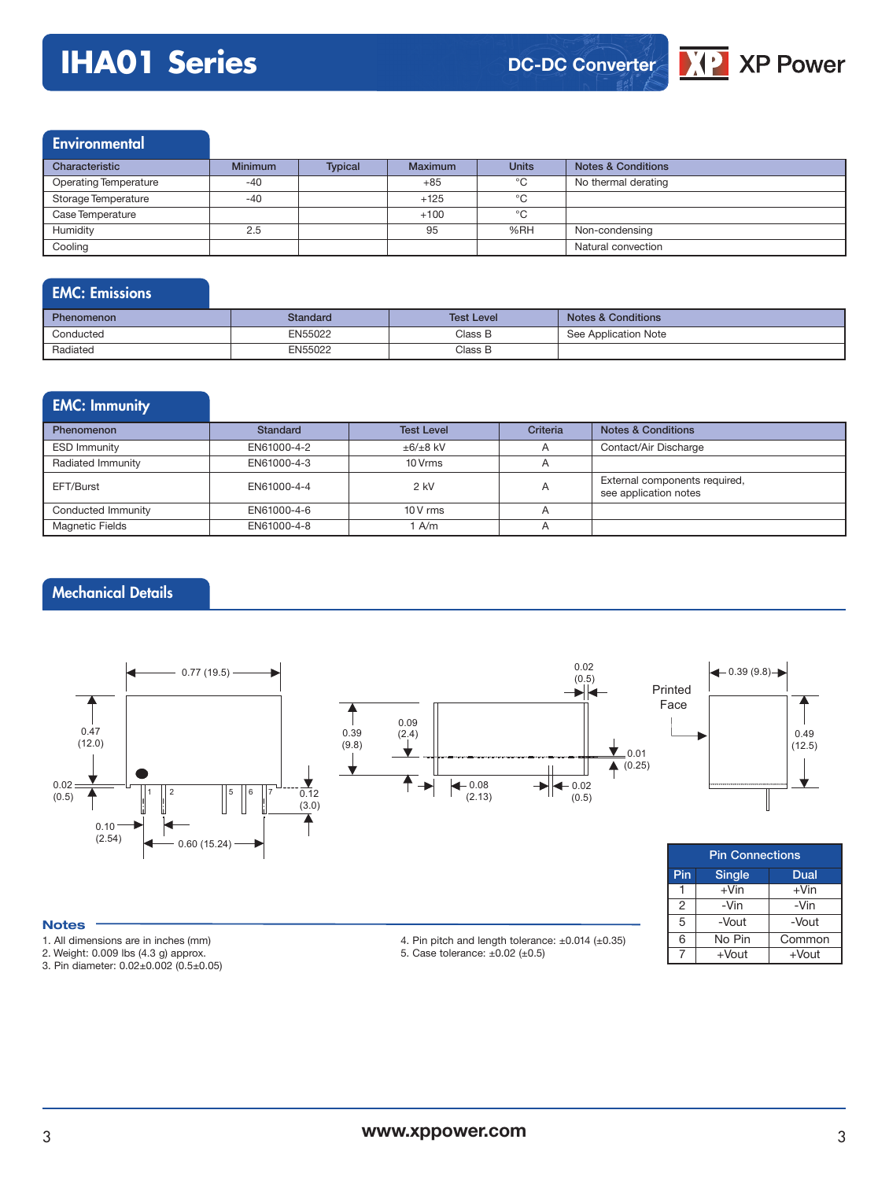# IHA01 Series

DC-DC Converter

## Environmental

| Characteristic | Minimum | Typical | Maximum | Units | Notes & Conditions |
|---|---|---|---|---|---|
| Operating Temperature | -40 | | +85 | °C | No thermal derating |
| Storage Temperature | -40 | | +125 | °C | |
| Case Temperature | | | +100 | °C | |
| Humidity | 2.5 | | 95 | %RH | Non-condensing |
| Cooling | | | | | Natural convection |

## EMC: Emissions

| Phenomenon | Standard | Test Level | Notes & Conditions |
|---|---|---|---|
| Conducted | EN55022 | Class B | See Application Note |
| Radiated | EN55022 | Class B | |

## EMC: Immunity

| Phenomenon | Standard | Test Level | Criteria | Notes & Conditions |
|---|---|---|---|---|
| ESD Immunity | EN61000-4-2 | ±6/±8 kV | A | Contact/Air Discharge |
| Radiated Immunity | EN61000-4-3 | 10 Vrms | A | |
| EFT/Burst | EN61000-4-4 | 2 kV | A | External components required, see application notes |
| Conducted Immunity | EN61000-4-6 | 10 V rms | A | |
| Magnetic Fields | EN61000-4-8 | 1 A/m | A | |

## Mechanical Details

| Pin | Single | Dual |
|---|---|---|
| 1 | +Vin | +Vin |
| 2 | -Vin | -Vin |
| 5 | -Vout | -Vout |
| 6 | No Pin | Common |
| 7 | +Vout | +Vout |

Pin Connections

### Notes

1. All dimensions are in inches (mm)
2. Weight: 0.009 lbs (4.3 g) approx.
3. Pin diameter: 0.02±0.002 (0.5±0.05)
4. Pin pitch and length tolerance: ±0.014 (±0.35)
5. Case tolerance: ±0.02 (±0.5)

www.xppower.com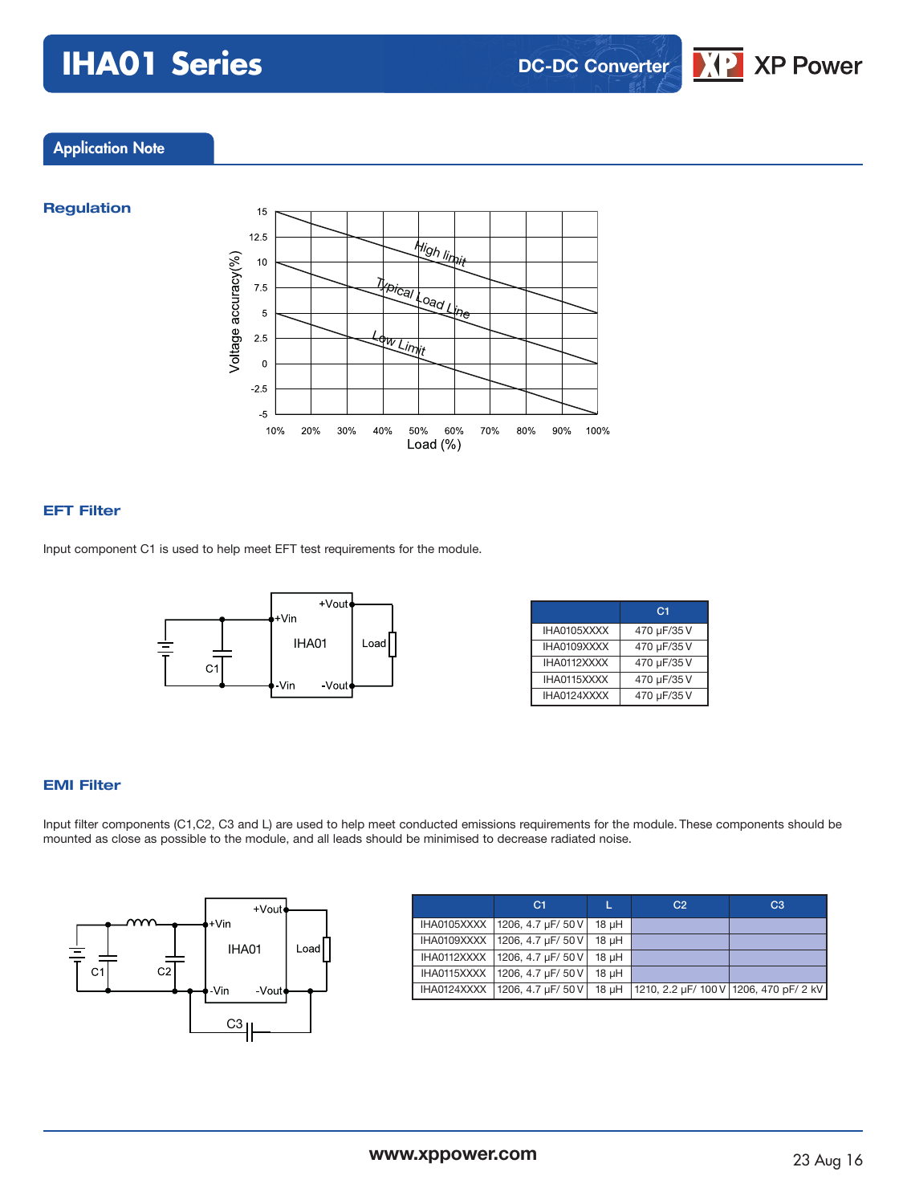## Application Note

### Regulation

Voltage accuracy(%)

15
12.5
10
7.5
5
2.5
0
-2.5
-5

10% 20% 30% 40% 50% 60% 70% 80% 90% 100%

Load (%)

High limit

Typical Load Line

Low Limit

### EFT Filter

Input component C1 is used to help meet EFT test requirements for the module.

+Vout
+Vin
IHA01
Load
C1
-Vin
-Vout

| | C1 |
|---|---|
| IHA0105XXXX | 470 µF/35 V |
| IHA0109XXXX | 470 µF/35 V |
| IHA0112XXXX | 470 µF/35 V |
| IHA0115XXXX | 470 µF/35 V |
| IHA0124XXXX | 470 µF/35 V |

### EMI Filter

Input filter components (C1,C2, C3 and L) are used to help meet conducted emissions requirements for the module. These components should be mounted as close as possible to the module, and all leads should be minimised to decrease radiated noise.

+Vout
+Vin
IHA01
Load
C1
C2
-Vin
-Vout
C3

| | C1 | L | C2 | C3 |
|---|---|---|---|---|
| IHA0105XXXX | 1206, 4.7 µF/ 50 V | 18 µH | | |
| IHA0109XXXX | 1206, 4.7 µF/ 50 V | 18 µH | | |
| IHA0112XXXX | 1206, 4.7 µF/ 50 V | 18 µH | | |
| IHA0115XXXX | 1206, 4.7 µF/ 50 V | 18 µH | | |
| IHA0124XXXX | 1206, 4.7 µF/ 50 V | 18 µH | 1210, 2.2 µF/ 100 V | 1206, 470 pF/ 2 kV |